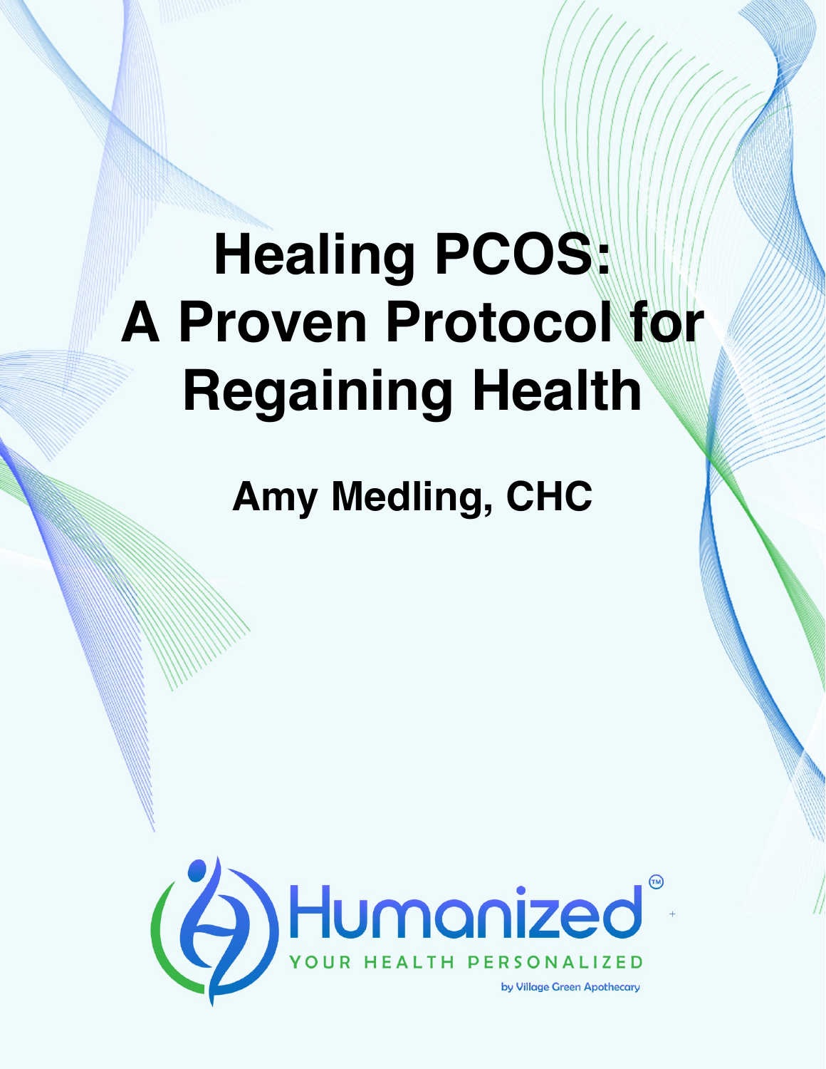# Healing PCOS: A Proven Protocol for Regaining Health

**Amy Medling, CHC**

Humanized™

YOUR HEALTH PERSONALIZED

by Village Green Apothecary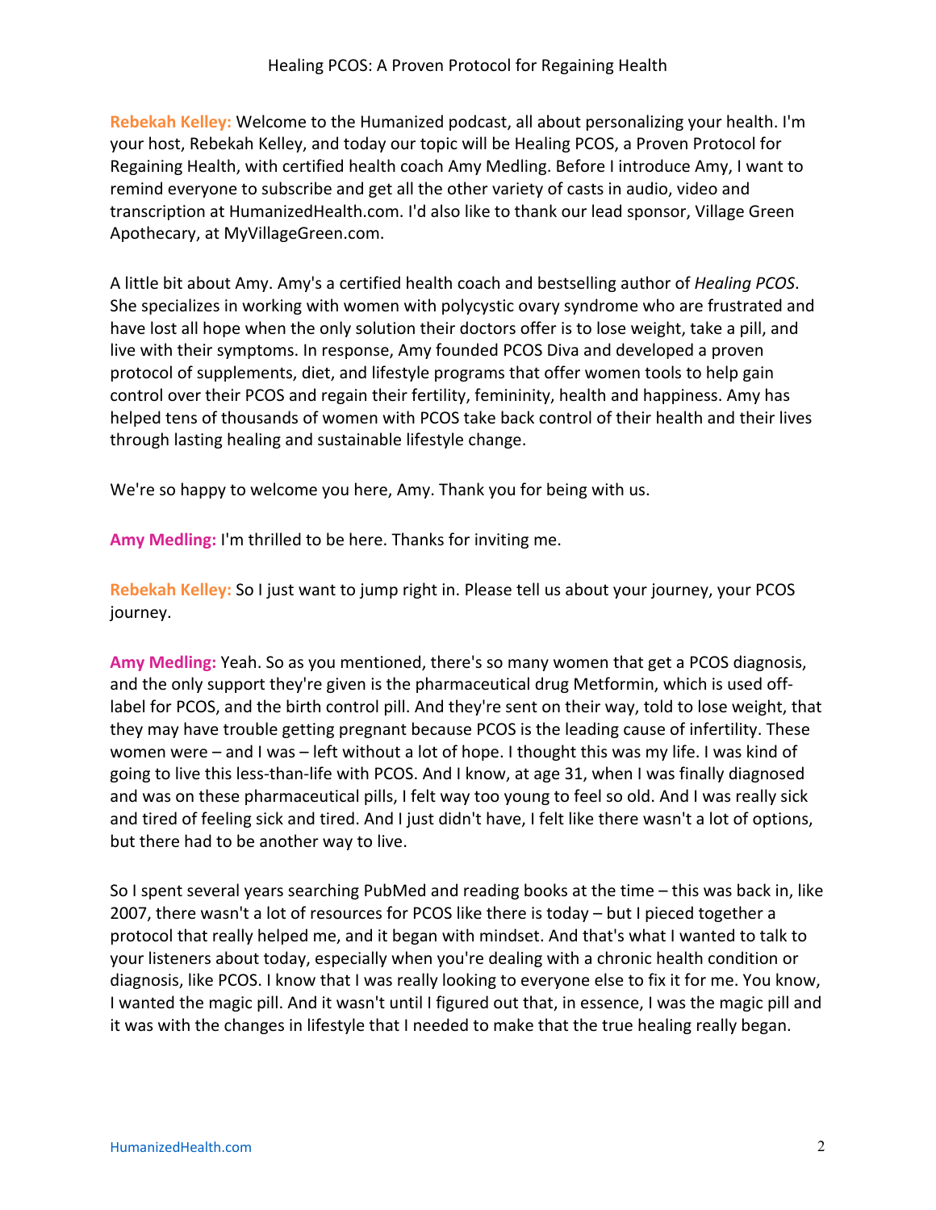**Rebekah Kelley:** Welcome to the Humanized podcast, all about personalizing your health. I'm your host, Rebekah Kelley, and today our topic will be Healing PCOS, a Proven Protocol for Regaining Health, with certified health coach Amy Medling. Before I introduce Amy, I want to remind everyone to subscribe and get all the other variety of casts in audio, video and transcription at HumanizedHealth.com. I'd also like to thank our lead sponsor, Village Green Apothecary, at MyVillageGreen.com.

A little bit about Amy. Amy's a certified health coach and bestselling author of *Healing PCOS*. She specializes in working with women with polycystic ovary syndrome who are frustrated and have lost all hope when the only solution their doctors offer is to lose weight, take a pill, and live with their symptoms. In response, Amy founded PCOS Diva and developed a proven protocol of supplements, diet, and lifestyle programs that offer women tools to help gain control over their PCOS and regain their fertility, femininity, health and happiness. Amy has helped tens of thousands of women with PCOS take back control of their health and their lives through lasting healing and sustainable lifestyle change.

We're so happy to welcome you here, Amy. Thank you for being with us.

**Amy Medling:** I'm thrilled to be here. Thanks for inviting me.

**Rebekah Kelley:** So I just want to jump right in. Please tell us about your journey, your PCOS journey.

**Amy Medling:** Yeah. So as you mentioned, there's so many women that get a PCOS diagnosis, and the only support they're given is the pharmaceutical drug Metformin, which is used off-label for PCOS, and the birth control pill. And they're sent on their way, told to lose weight, that they may have trouble getting pregnant because PCOS is the leading cause of infertility. These women were – and I was – left without a lot of hope. I thought this was my life. I was kind of going to live this less-than-life with PCOS. And I know, at age 31, when I was finally diagnosed and was on these pharmaceutical pills, I felt way too young to feel so old. And I was really sick and tired of feeling sick and tired. And I just didn't have, I felt like there wasn't a lot of options, but there had to be another way to live.

So I spent several years searching PubMed and reading books at the time – this was back in, like 2007, there wasn't a lot of resources for PCOS like there is today – but I pieced together a protocol that really helped me, and it began with mindset. And that's what I wanted to talk to your listeners about today, especially when you're dealing with a chronic health condition or diagnosis, like PCOS. I know that I was really looking to everyone else to fix it for me. You know, I wanted the magic pill. And it wasn't until I figured out that, in essence, I was the magic pill and it was with the changes in lifestyle that I needed to make that the true healing really began.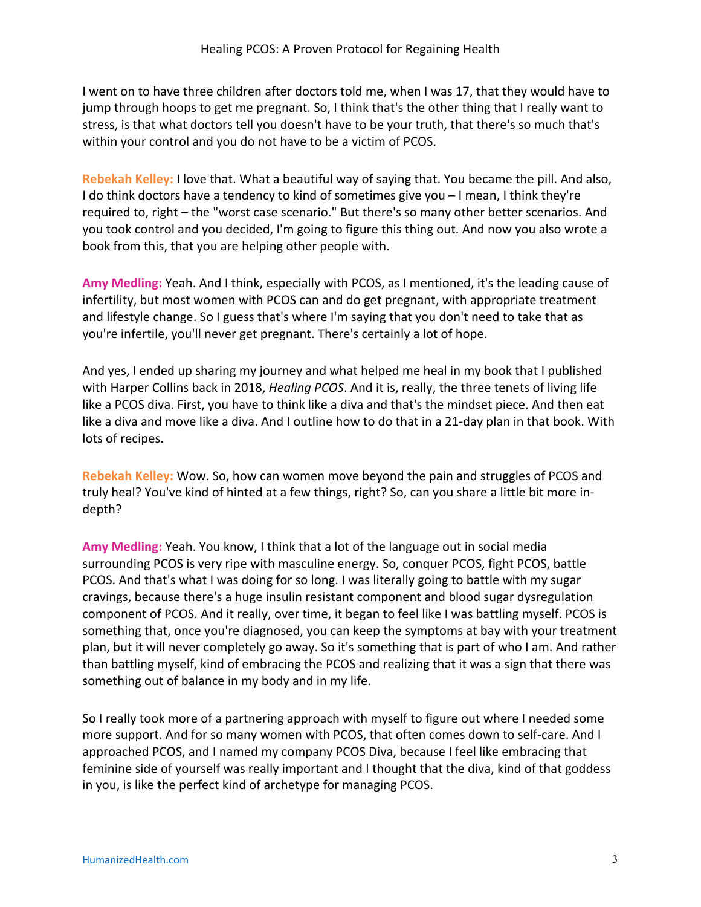I went on to have three children after doctors told me, when I was 17, that they would have to jump through hoops to get me pregnant. So, I think that's the other thing that I really want to stress, is that what doctors tell you doesn't have to be your truth, that there's so much that's within your control and you do not have to be a victim of PCOS.

**Rebekah Kelley:** I love that. What a beautiful way of saying that. You became the pill. And also, I do think doctors have a tendency to kind of sometimes give you – I mean, I think they're required to, right – the "worst case scenario." But there's so many other better scenarios. And you took control and you decided, I'm going to figure this thing out. And now you also wrote a book from this, that you are helping other people with.

**Amy Medling:** Yeah. And I think, especially with PCOS, as I mentioned, it's the leading cause of infertility, but most women with PCOS can and do get pregnant, with appropriate treatment and lifestyle change. So I guess that's where I'm saying that you don't need to take that as you're infertile, you'll never get pregnant. There's certainly a lot of hope.

And yes, I ended up sharing my journey and what helped me heal in my book that I published with Harper Collins back in 2018, *Healing PCOS*. And it is, really, the three tenets of living life like a PCOS diva. First, you have to think like a diva and that's the mindset piece. And then eat like a diva and move like a diva. And I outline how to do that in a 21-day plan in that book. With lots of recipes.

**Rebekah Kelley:** Wow. So, how can women move beyond the pain and struggles of PCOS and truly heal? You've kind of hinted at a few things, right? So, can you share a little bit more in-depth?

**Amy Medling:** Yeah. You know, I think that a lot of the language out in social media surrounding PCOS is very ripe with masculine energy. So, conquer PCOS, fight PCOS, battle PCOS. And that's what I was doing for so long. I was literally going to battle with my sugar cravings, because there's a huge insulin resistant component and blood sugar dysregulation component of PCOS. And it really, over time, it began to feel like I was battling myself. PCOS is something that, once you're diagnosed, you can keep the symptoms at bay with your treatment plan, but it will never completely go away. So it's something that is part of who I am. And rather than battling myself, kind of embracing the PCOS and realizing that it was a sign that there was something out of balance in my body and in my life.

So I really took more of a partnering approach with myself to figure out where I needed some more support. And for so many women with PCOS, that often comes down to self-care. And I approached PCOS, and I named my company PCOS Diva, because I feel like embracing that feminine side of yourself was really important and I thought that the diva, kind of that goddess in you, is like the perfect kind of archetype for managing PCOS.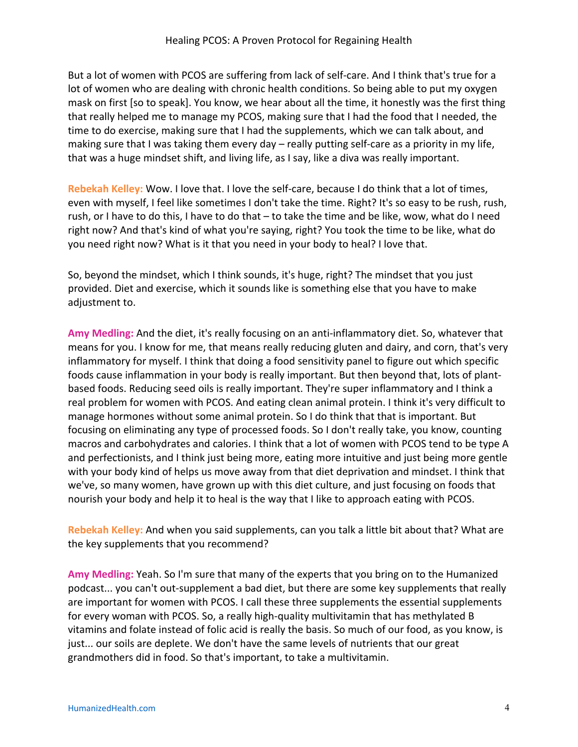But a lot of women with PCOS are suffering from lack of self-care. And I think that's true for a lot of women who are dealing with chronic health conditions. So being able to put my oxygen mask on first [so to speak]. You know, we hear about all the time, it honestly was the first thing that really helped me to manage my PCOS, making sure that I had the food that I needed, the time to do exercise, making sure that I had the supplements, which we can talk about, and making sure that I was taking them every day – really putting self-care as a priority in my life, that was a huge mindset shift, and living life, as I say, like a diva was really important.

**Rebekah Kelley:** Wow. I love that. I love the self-care, because I do think that a lot of times, even with myself, I feel like sometimes I don't take the time. Right? It's so easy to be rush, rush, rush, or I have to do this, I have to do that – to take the time and be like, wow, what do I need right now? And that's kind of what you're saying, right? You took the time to be like, what do you need right now? What is it that you need in your body to heal? I love that.

So, beyond the mindset, which I think sounds, it's huge, right? The mindset that you just provided. Diet and exercise, which it sounds like is something else that you have to make adjustment to.

**Amy Medling:** And the diet, it's really focusing on an anti-inflammatory diet. So, whatever that means for you. I know for me, that means really reducing gluten and dairy, and corn, that's very inflammatory for myself. I think that doing a food sensitivity panel to figure out which specific foods cause inflammation in your body is really important. But then beyond that, lots of plant-based foods. Reducing seed oils is really important. They're super inflammatory and I think a real problem for women with PCOS. And eating clean animal protein. I think it's very difficult to manage hormones without some animal protein. So I do think that that is important. But focusing on eliminating any type of processed foods. So I don't really take, you know, counting macros and carbohydrates and calories. I think that a lot of women with PCOS tend to be type A and perfectionists, and I think just being more, eating more intuitive and just being more gentle with your body kind of helps us move away from that diet deprivation and mindset. I think that we've, so many women, have grown up with this diet culture, and just focusing on foods that nourish your body and help it to heal is the way that I like to approach eating with PCOS.

**Rebekah Kelley:** And when you said supplements, can you talk a little bit about that? What are the key supplements that you recommend?

**Amy Medling:** Yeah. So I'm sure that many of the experts that you bring on to the Humanized podcast... you can't out-supplement a bad diet, but there are some key supplements that really are important for women with PCOS. I call these three supplements the essential supplements for every woman with PCOS. So, a really high-quality multivitamin that has methylated B vitamins and folate instead of folic acid is really the basis. So much of our food, as you know, is just... our soils are deplete. We don't have the same levels of nutrients that our great grandmothers did in food. So that's important, to take a multivitamin.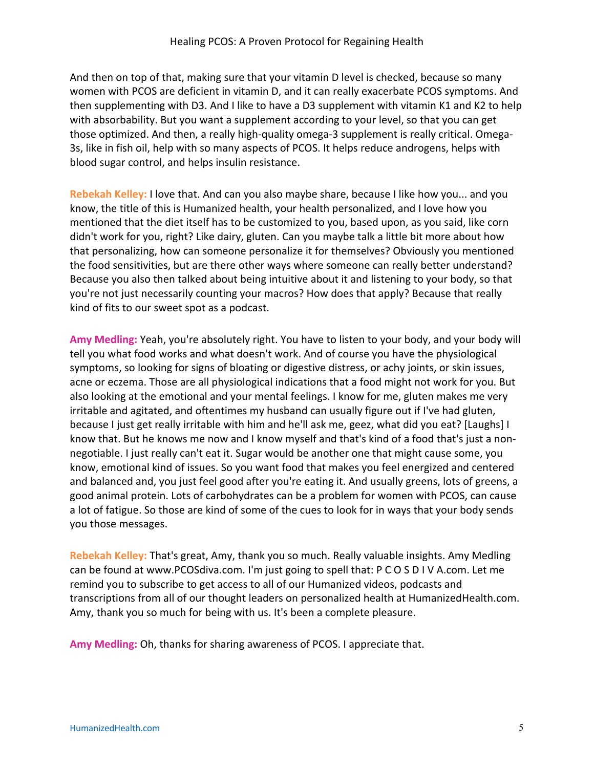And then on top of that, making sure that your vitamin D level is checked, because so many women with PCOS are deficient in vitamin D, and it can really exacerbate PCOS symptoms. And then supplementing with D3. And I like to have a D3 supplement with vitamin K1 and K2 to help with absorbability. But you want a supplement according to your level, so that you can get those optimized. And then, a really high-quality omega-3 supplement is really critical. Omega-3s, like in fish oil, help with so many aspects of PCOS. It helps reduce androgens, helps with blood sugar control, and helps insulin resistance.

**Rebekah Kelley:** I love that. And can you also maybe share, because I like how you... and you know, the title of this is Humanized health, your health personalized, and I love how you mentioned that the diet itself has to be customized to you, based upon, as you said, like corn didn't work for you, right? Like dairy, gluten. Can you maybe talk a little bit more about how that personalizing, how can someone personalize it for themselves? Obviously you mentioned the food sensitivities, but are there other ways where someone can really better understand? Because you also then talked about being intuitive about it and listening to your body, so that you're not just necessarily counting your macros? How does that apply? Because that really kind of fits to our sweet spot as a podcast.

**Amy Medling:** Yeah, you're absolutely right. You have to listen to your body, and your body will tell you what food works and what doesn't work. And of course you have the physiological symptoms, so looking for signs of bloating or digestive distress, or achy joints, or skin issues, acne or eczema. Those are all physiological indications that a food might not work for you. But also looking at the emotional and your mental feelings. I know for me, gluten makes me very irritable and agitated, and oftentimes my husband can usually figure out if I've had gluten, because I just get really irritable with him and he'll ask me, geez, what did you eat? [Laughs] I know that. But he knows me now and I know myself and that's kind of a food that's just a non-negotiable. I just really can't eat it. Sugar would be another one that might cause some, you know, emotional kind of issues. So you want food that makes you feel energized and centered and balanced and, you just feel good after you're eating it. And usually greens, lots of greens, a good animal protein. Lots of carbohydrates can be a problem for women with PCOS, can cause a lot of fatigue. So those are kind of some of the cues to look for in ways that your body sends you those messages.

**Rebekah Kelley:** That's great, Amy, thank you so much. Really valuable insights. Amy Medling can be found at www.PCOSdiva.com. I'm just going to spell that: P C O S D I V A.com. Let me remind you to subscribe to get access to all of our Humanized videos, podcasts and transcriptions from all of our thought leaders on personalized health at HumanizedHealth.com. Amy, thank you so much for being with us. It's been a complete pleasure.

**Amy Medling:** Oh, thanks for sharing awareness of PCOS. I appreciate that.